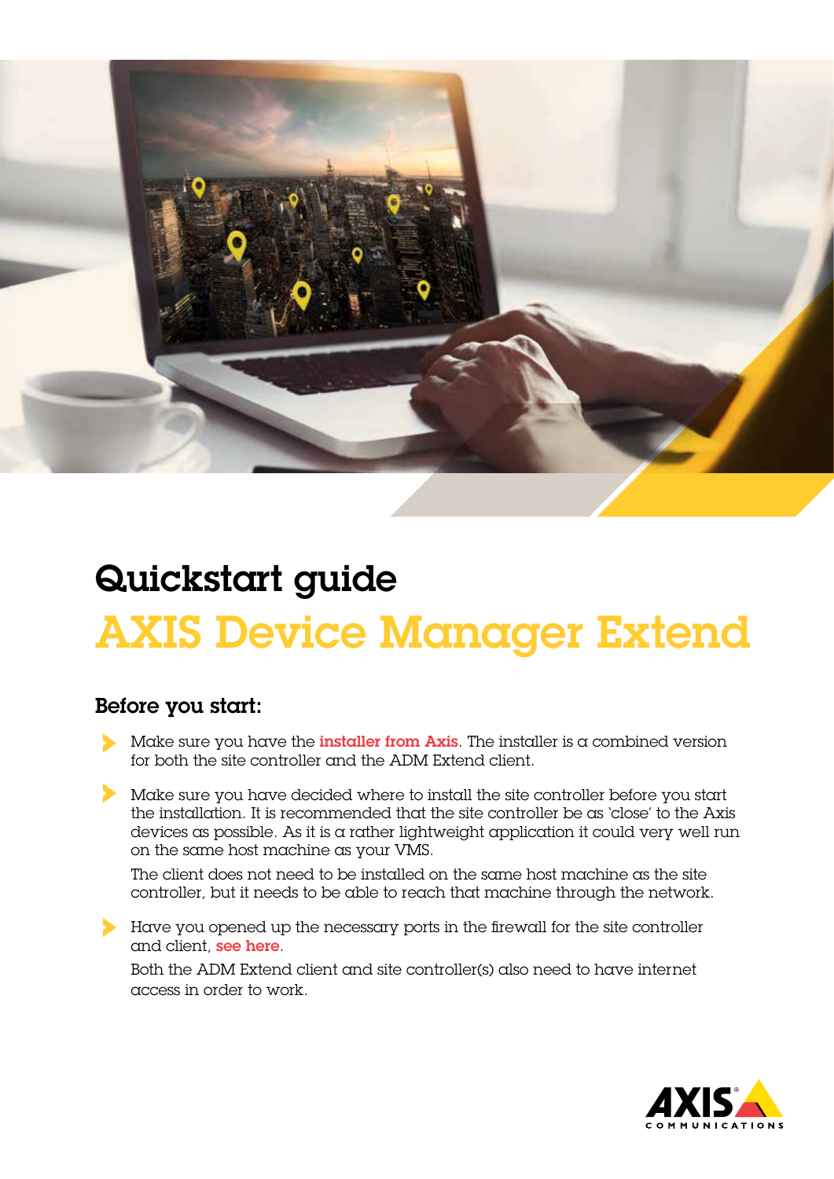# Quickstart guide

# AXIS Device Manager Extend

## Before you start:

- Make sure you have the **installer from Axis**. The installer is a combined version for both the site controller and the ADM Extend client.

- Make sure you have decided where to install the site controller before you start the installation. It is recommended that the site controller be as 'close' to the Axis devices as possible. As it is a rather lightweight application it could very well run on the same host machine as your VMS.

  The client does not need to be installed on the same host machine as the site controller, but it needs to be able to reach that machine through the network.

- Have you opened up the necessary ports in the firewall for the site controller and client, **see here**.

  Both the ADM Extend client and site controller(s) also need to have internet access in order to work.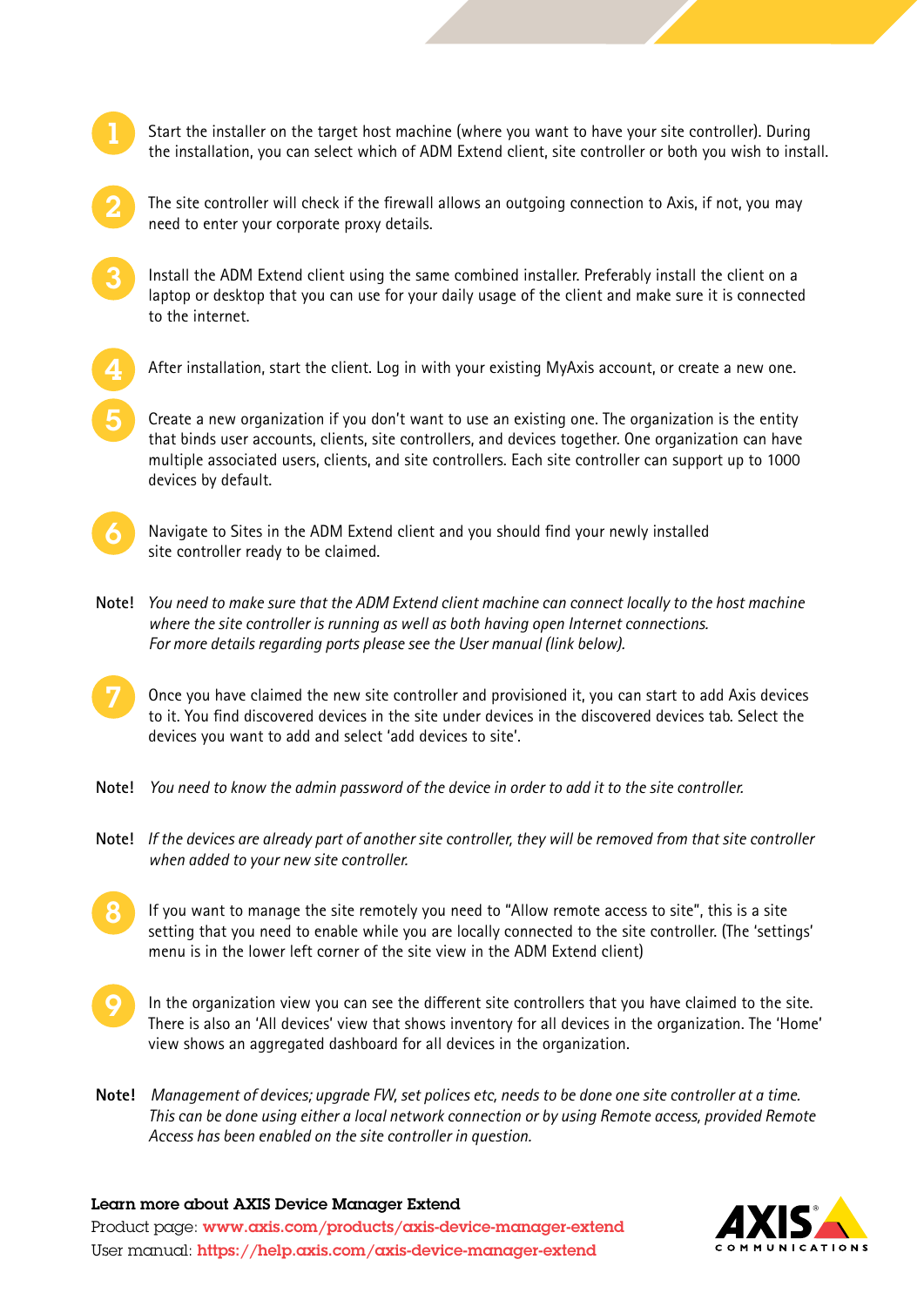1. Start the installer on the target host machine (where you want to have your site controller). During the installation, you can select which of ADM Extend client, site controller or both you wish to install.

2. The site controller will check if the firewall allows an outgoing connection to Axis, if not, you may need to enter your corporate proxy details.

3. Install the ADM Extend client using the same combined installer. Preferably install the client on a laptop or desktop that you can use for your daily usage of the client and make sure it is connected to the internet.

4. After installation, start the client. Log in with your existing MyAxis account, or create a new one.

5. Create a new organization if you don't want to use an existing one. The organization is the entity that binds user accounts, clients, site controllers, and devices together. One organization can have multiple associated users, clients, and site controllers. Each site controller can support up to 1000 devices by default.

6. Navigate to Sites in the ADM Extend client and you should find your newly installed site controller ready to be claimed.

**Note!** *You need to make sure that the ADM Extend client machine can connect locally to the host machine where the site controller is running as well as both having open Internet connections. For more details regarding ports please see the User manual (link below).*

7. Once you have claimed the new site controller and provisioned it, you can start to add Axis devices to it. You find discovered devices in the site under devices in the discovered devices tab. Select the devices you want to add and select 'add devices to site'.

**Note!** *You need to know the admin password of the device in order to add it to the site controller.*

**Note!** *If the devices are already part of another site controller, they will be removed from that site controller when added to your new site controller.*

8. If you want to manage the site remotely you need to "Allow remote access to site", this is a site setting that you need to enable while you are locally connected to the site controller. (The 'settings' menu is in the lower left corner of the site view in the ADM Extend client)

9. In the organization view you can see the different site controllers that you have claimed to the site. There is also an 'All devices' view that shows inventory for all devices in the organization. The 'Home' view shows an aggregated dashboard for all devices in the organization.

**Note!** *Management of devices; upgrade FW, set polices etc, needs to be done one site controller at a time. This can be done using either a local network connection or by using Remote access, provided Remote Access has been enabled on the site controller in question.*

**Learn more about AXIS Device Manager Extend**

Product page: **www.axis.com/products/axis-device-manager-extend**

User manual: **https://help.axis.com/axis-device-manager-extend**

AXIS COMMUNICATIONS